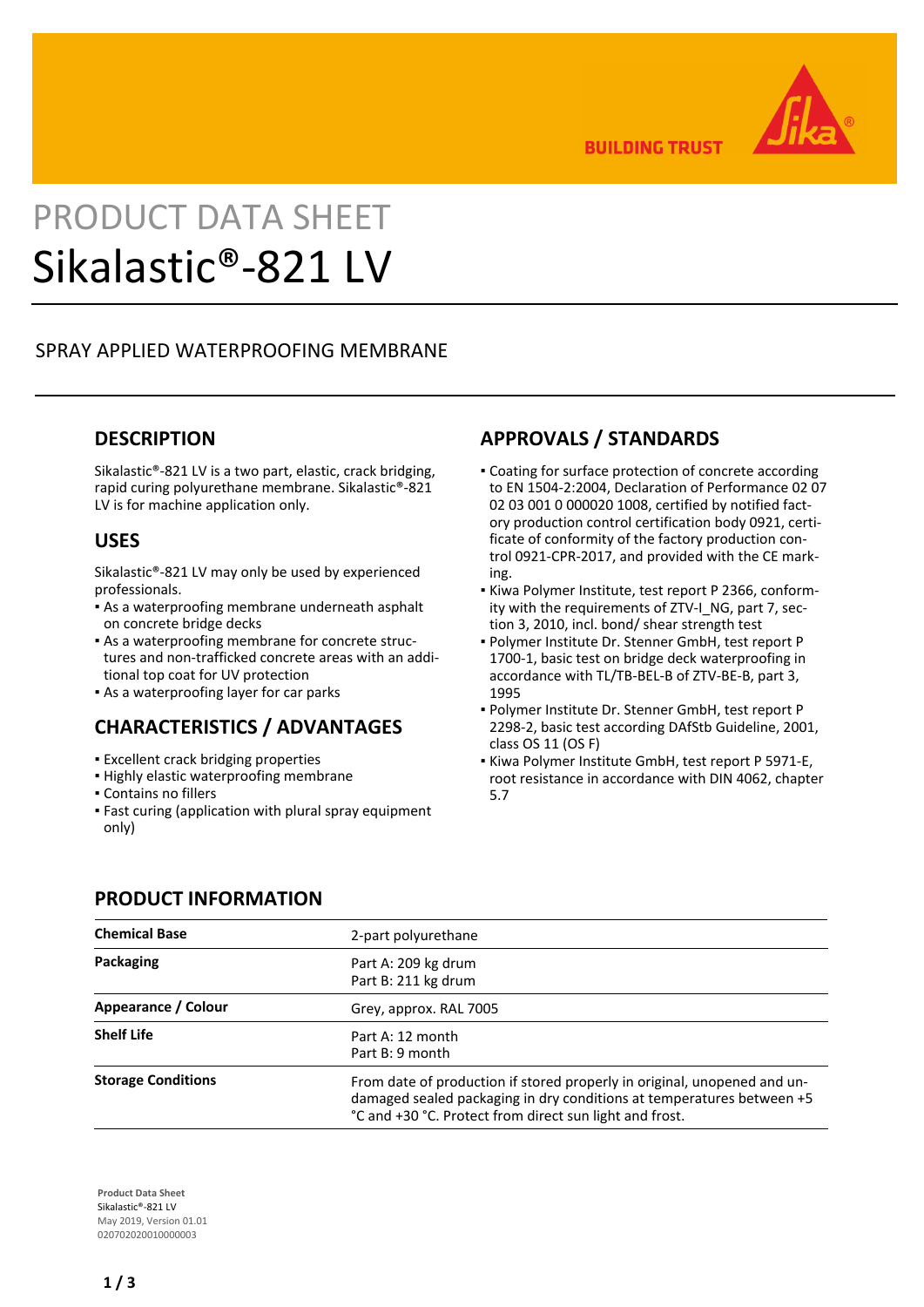BUILDING TRUST

# PRODUCT DATA SHEET
# Sikalastic®-821 LV

SPRAY APPLIED WATERPROOFING MEMBRANE

## DESCRIPTION

Sikalastic®-821 LV is a two part, elastic, crack bridging, rapid curing polyurethane membrane. Sikalastic®-821 LV is for machine application only.

## USES

Sikalastic®-821 LV may only be used by experienced professionals.

- As a waterproofing membrane underneath asphalt on concrete bridge decks
- As a waterproofing membrane for concrete structures and non-trafficked concrete areas with an additional top coat for UV protection
- As a waterproofing layer for car parks

## CHARACTERISTICS / ADVANTAGES

- Excellent crack bridging properties
- Highly elastic waterproofing membrane
- Contains no fillers
- Fast curing (application with plural spray equipment only)

## APPROVALS / STANDARDS

- Coating for surface protection of concrete according to EN 1504-2:2004, Declaration of Performance 02 07 02 03 001 0 000020 1008, certified by notified factory production control certification body 0921, certificate of conformity of the factory production control 0921-CPR-2017, and provided with the CE marking.
- Kiwa Polymer Institute, test report P 2366, conformity with the requirements of ZTV-I_NG, part 7, section 3, 2010, incl. bond/ shear strength test
- Polymer Institute Dr. Stenner GmbH, test report P 1700-1, basic test on bridge deck waterproofing in accordance with TL/TB-BEL-B of ZTV-BE-B, part 3, 1995
- Polymer Institute Dr. Stenner GmbH, test report P 2298-2, basic test according DAfStb Guideline, 2001, class OS 11 (OS F)
- Kiwa Polymer Institute GmbH, test report P 5971-E, root resistance in accordance with DIN 4062, chapter 5.7

## PRODUCT INFORMATION

| | |
|---|---|
| **Chemical Base** | 2-part polyurethane |
| **Packaging** | Part A: 209 kg drum<br>Part B: 211 kg drum |
| **Appearance / Colour** | Grey, approx. RAL 7005 |
| **Shelf Life** | Part A: 12 month<br>Part B: 9 month |
| **Storage Conditions** | From date of production if stored properly in original, unopened and undamaged sealed packaging in dry conditions at temperatures between +5 °C and +30 °C. Protect from direct sun light and frost. |

**Product Data Sheet**
Sikalastic®-821 LV
May 2019, Version 01.01
020702020010000003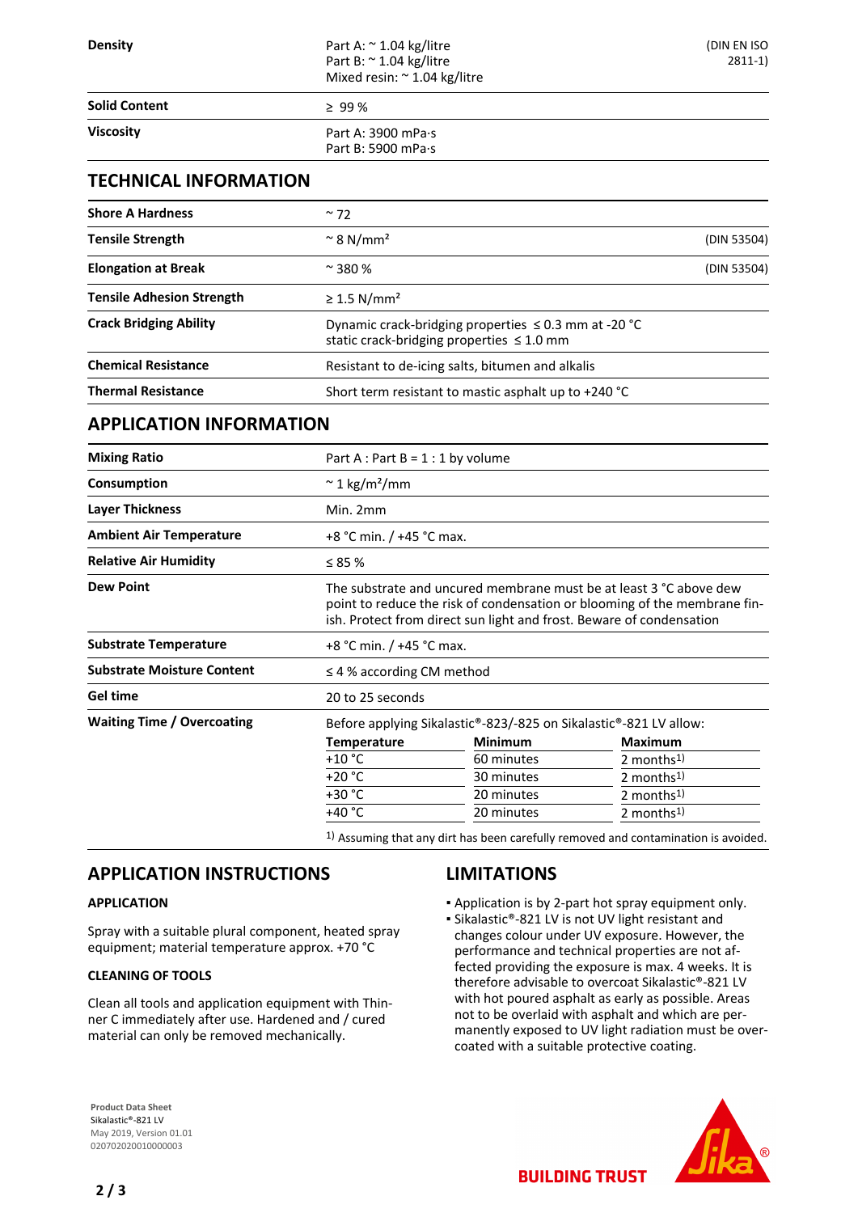| | | |
|---|---|---|
| **Density** | Part A: ~ 1.04 kg/litre<br>Part B: ~ 1.04 kg/litre<br>Mixed resin: ~ 1.04 kg/litre | (DIN EN ISO 2811-1) |
| **Solid Content** | ≥ 99 % | |
| **Viscosity** | Part A: 3900 mPa·s<br>Part B: 5900 mPa·s | |

## TECHNICAL INFORMATION

| | | |
|---|---|---|
| **Shore A Hardness** | ~ 72 | |
| **Tensile Strength** | ~ 8 N/mm² | (DIN 53504) |
| **Elongation at Break** | ~ 380 % | (DIN 53504) |
| **Tensile Adhesion Strength** | ≥ 1.5 N/mm² | |
| **Crack Bridging Ability** | Dynamic crack-bridging properties ≤ 0.3 mm at -20 °C<br>static crack-bridging properties ≤ 1.0 mm | |
| **Chemical Resistance** | Resistant to de-icing salts, bitumen and alkalis | |
| **Thermal Resistance** | Short term resistant to mastic asphalt up to +240 °C | |

## APPLICATION INFORMATION

| | |
|---|---|
| **Mixing Ratio** | Part A : Part B = 1 : 1 by volume |
| **Consumption** | ~ 1 kg/m²/mm |
| **Layer Thickness** | Min. 2mm |
| **Ambient Air Temperature** | +8 °C min. / +45 °C max. |
| **Relative Air Humidity** | ≤ 85 % |
| **Dew Point** | The substrate and uncured membrane must be at least 3 °C above dew point to reduce the risk of condensation or blooming of the membrane finish. Protect from direct sun light and frost. Beware of condensation |
| **Substrate Temperature** | +8 °C min. / +45 °C max. |
| **Substrate Moisture Content** | ≤ 4 % according CM method |
| **Gel time** | 20 to 25 seconds |
| **Waiting Time / Overcoating** | Before applying Sikalastic®-823/-825 on Sikalastic®-821 LV allow: |

| Temperature | Minimum | Maximum |
|---|---|---|
| +10 °C | 60 minutes | 2 months[1] |
| +20 °C | 30 minutes | 2 months[1] |
| +30 °C | 20 minutes | 2 months[1] |
| +40 °C | 20 minutes | 2 months[1] |

[1] Assuming that any dirt has been carefully removed and contamination is avoided.

## APPLICATION INSTRUCTIONS

### APPLICATION

Spray with a suitable plural component, heated spray equipment; material temperature approx. +70 °C

### CLEANING OF TOOLS

Clean all tools and application equipment with Thinner C immediately after use. Hardened and / cured material can only be removed mechanically.

## LIMITATIONS

- Application is by 2-part hot spray equipment only.
- Sikalastic®-821 LV is not UV light resistant and changes colour under UV exposure. However, the performance and technical properties are not affected providing the exposure is max. 4 weeks. It is therefore advisable to overcoat Sikalastic®-821 LV with hot poured asphalt as early as possible. Areas not to be overlaid with asphalt and which are permanently exposed to UV light radiation must be overcoated with a suitable protective coating.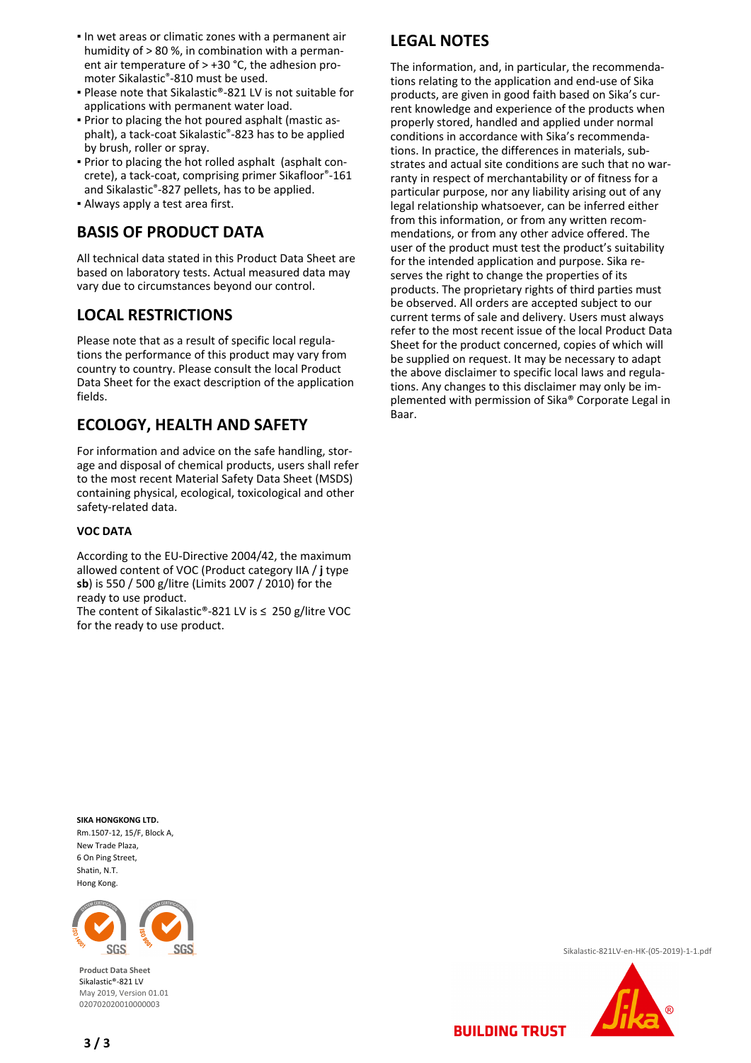- In wet areas or climatic zones with a permanent air humidity of > 80 %, in combination with a permanent air temperature of > +30 °C, the adhesion promoter Sikalastic®-810 must be used.
- Please note that Sikalastic®-821 LV is not suitable for applications with permanent water load.
- Prior to placing the hot poured asphalt (mastic asphalt), a tack-coat Sikalastic®-823 has to be applied by brush, roller or spray.
- Prior to placing the hot rolled asphalt (asphalt concrete), a tack-coat, comprising primer Sikafloor®-161 and Sikalastic®-827 pellets, has to be applied.
- Always apply a test area first.

## BASIS OF PRODUCT DATA

All technical data stated in this Product Data Sheet are based on laboratory tests. Actual measured data may vary due to circumstances beyond our control.

## LOCAL RESTRICTIONS

Please note that as a result of specific local regulations the performance of this product may vary from country to country. Please consult the local Product Data Sheet for the exact description of the application fields.

## ECOLOGY, HEALTH AND SAFETY

For information and advice on the safe handling, storage and disposal of chemical products, users shall refer to the most recent Material Safety Data Sheet (MSDS) containing physical, ecological, toxicological and other safety-related data.

### VOC DATA

According to the EU-Directive 2004/42, the maximum allowed content of VOC (Product category IIA / **j** type **sb**) is 550 / 500 g/litre (Limits 2007 / 2010) for the ready to use product.
The content of Sikalastic®-821 LV is ≤ 250 g/litre VOC for the ready to use product.

## LEGAL NOTES

The information, and, in particular, the recommendations relating to the application and end-use of Sika products, are given in good faith based on Sika's current knowledge and experience of the products when properly stored, handled and applied under normal conditions in accordance with Sika's recommendations. In practice, the differences in materials, substrates and actual site conditions are such that no warranty in respect of merchantability or of fitness for a particular purpose, nor any liability arising out of any legal relationship whatsoever, can be inferred either from this information, or from any written recommendations, or from any other advice offered. The user of the product must test the product's suitability for the intended application and purpose. Sika reserves the right to change the properties of its products. The proprietary rights of third parties must be observed. All orders are accepted subject to our current terms of sale and delivery. Users must always refer to the most recent issue of the local Product Data Sheet for the product concerned, copies of which will be supplied on request. It may be necessary to adapt the above disclaimer to specific local laws and regulations. Any changes to this disclaimer may only be implemented with permission of Sika® Corporate Legal in Baar.

**SIKA HONGKONG LTD.**
Rm.1507-12, 15/F, Block A,
New Trade Plaza,
6 On Ping Street,
Shatin, N.T.
Hong Kong.

**Product Data Sheet**
Sikalastic®-821 LV
May 2019, Version 01.01
020702020010000003

Sikalastic-821LV-en-HK-(05-2019)-1-1.pdf

**BUILDING TRUST**